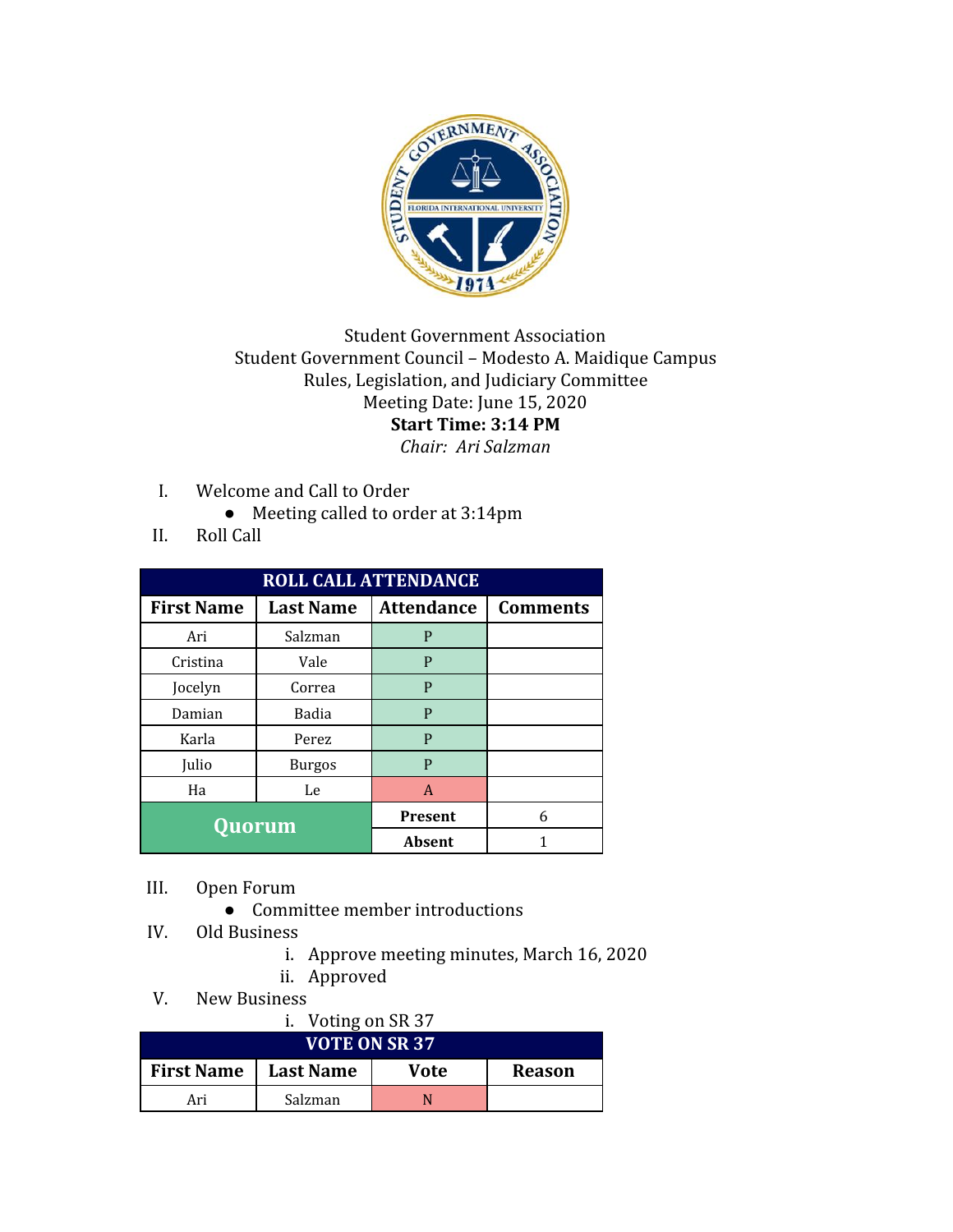Student Government Association
Student Government Council – Modesto A. Maidique Campus
Rules, Legislation, and Judiciary Committee
Meeting Date: June 15, 2020
**Start Time: 3:14 PM**
*Chair: Ari Salzman*

I. Welcome and Call to Order
   - Meeting called to order at 3:14pm

II. Roll Call

| ROLL CALL ATTENDANCE | | | |
|---|---|---|---|
| **First Name** | **Last Name** | **Attendance** | **Comments** |
| Ari | Salzman | P | |
| Cristina | Vale | P | |
| Jocelyn | Correa | P | |
| Damian | Badia | P | |
| Karla | Perez | P | |
| Julio | Burgos | P | |
| Ha | Le | A | |
| **Quorum** | | **Present** | 6 |
| | | **Absent** | 1 |

III. Open Forum
   - Committee member introductions

IV. Old Business
   i. Approve meeting minutes, March 16, 2020
   ii. Approved

V. New Business
   i. Voting on SR 37

| VOTE ON SR 37 | | | |
|---|---|---|---|
| **First Name** | **Last Name** | **Vote** | **Reason** |
| Ari | Salzman | N | |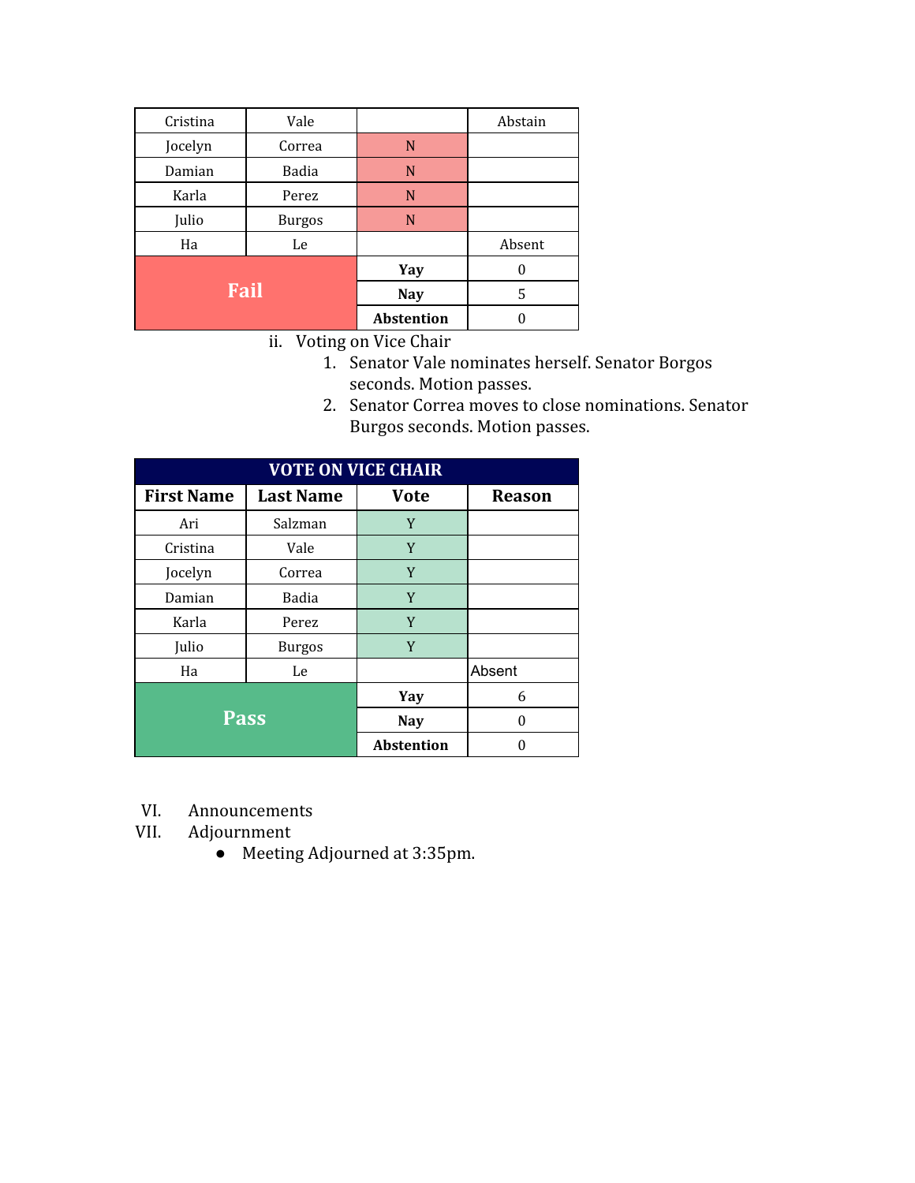| | | | |
|---|---|---|---|
| Cristina | Vale | | Abstain |
| Jocelyn | Correa | N | |
| Damian | Badia | N | |
| Karla | Perez | N | |
| Julio | Burgos | N | |
| Ha | Le | | Absent |
| **Fail** | | **Yay** | 0 |
| | | **Nay** | 5 |
| | | **Abstention** | 0 |

ii. Voting on Vice Chair

1. Senator Vale nominates herself. Senator Borgos seconds. Motion passes.
2. Senator Correa moves to close nominations. Senator Burgos seconds. Motion passes.

| **VOTE ON VICE CHAIR** | | | |
|---|---|---|---|
| **First Name** | **Last Name** | **Vote** | **Reason** |
| Ari | Salzman | Y | |
| Cristina | Vale | Y | |
| Jocelyn | Correa | Y | |
| Damian | Badia | Y | |
| Karla | Perez | Y | |
| Julio | Burgos | Y | |
| Ha | Le | | Absent |
| **Pass** | | **Yay** | 6 |
| | | **Nay** | 0 |
| | | **Abstention** | 0 |

VI. Announcements

VII. Adjournment

- Meeting Adjourned at 3:35pm.